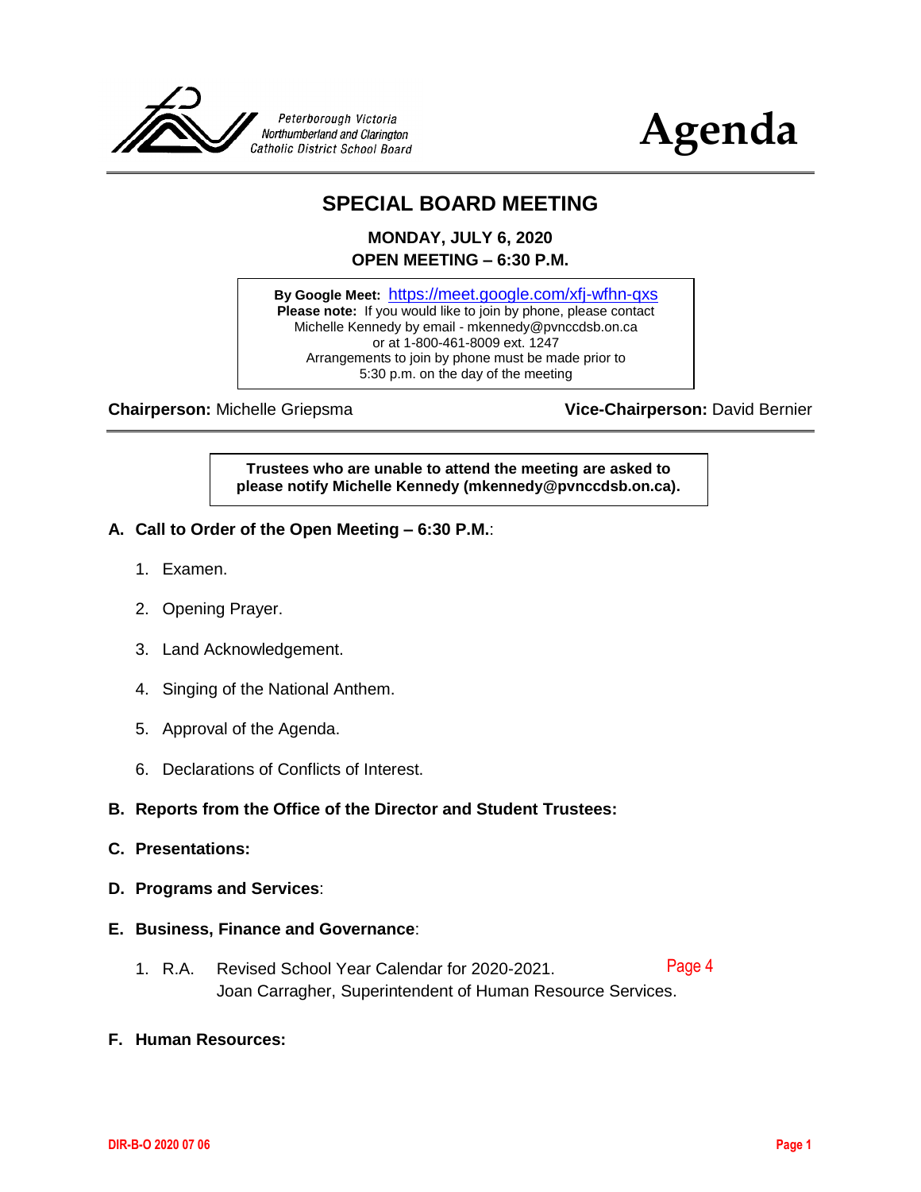Peterborough Victoria
Northumberland and Clarington
Catholic District School Board

# Agenda

## SPECIAL BOARD MEETING

**MONDAY, JULY 6, 2020**
**OPEN MEETING – 6:30 P.M.**

**By Google Meet:** https://meet.google.com/xfj-wfhn-qxs
**Please note:** If you would like to join by phone, please contact Michelle Kennedy by email - mkennedy@pvnccdsb.on.ca or at 1-800-461-8009 ext. 1247
Arrangements to join by phone must be made prior to 5:30 p.m. on the day of the meeting

**Chairperson:** Michelle Griepsma

**Vice-Chairperson:** David Bernier

**Trustees who are unable to attend the meeting are asked to please notify Michelle Kennedy (mkennedy@pvnccdsb.on.ca).**

**A. Call to Order of the Open Meeting – 6:30 P.M.**:

1. Examen.
2. Opening Prayer.
3. Land Acknowledgement.
4. Singing of the National Anthem.
5. Approval of the Agenda.
6. Declarations of Conflicts of Interest.

**B. Reports from the Office of the Director and Student Trustees:**

**C. Presentations:**

**D. Programs and Services**:

**E. Business, Finance and Governance**:

1. R.A. Revised School Year Calendar for 2020-2021. Page 4
   Joan Carragher, Superintendent of Human Resource Services.

**F. Human Resources:**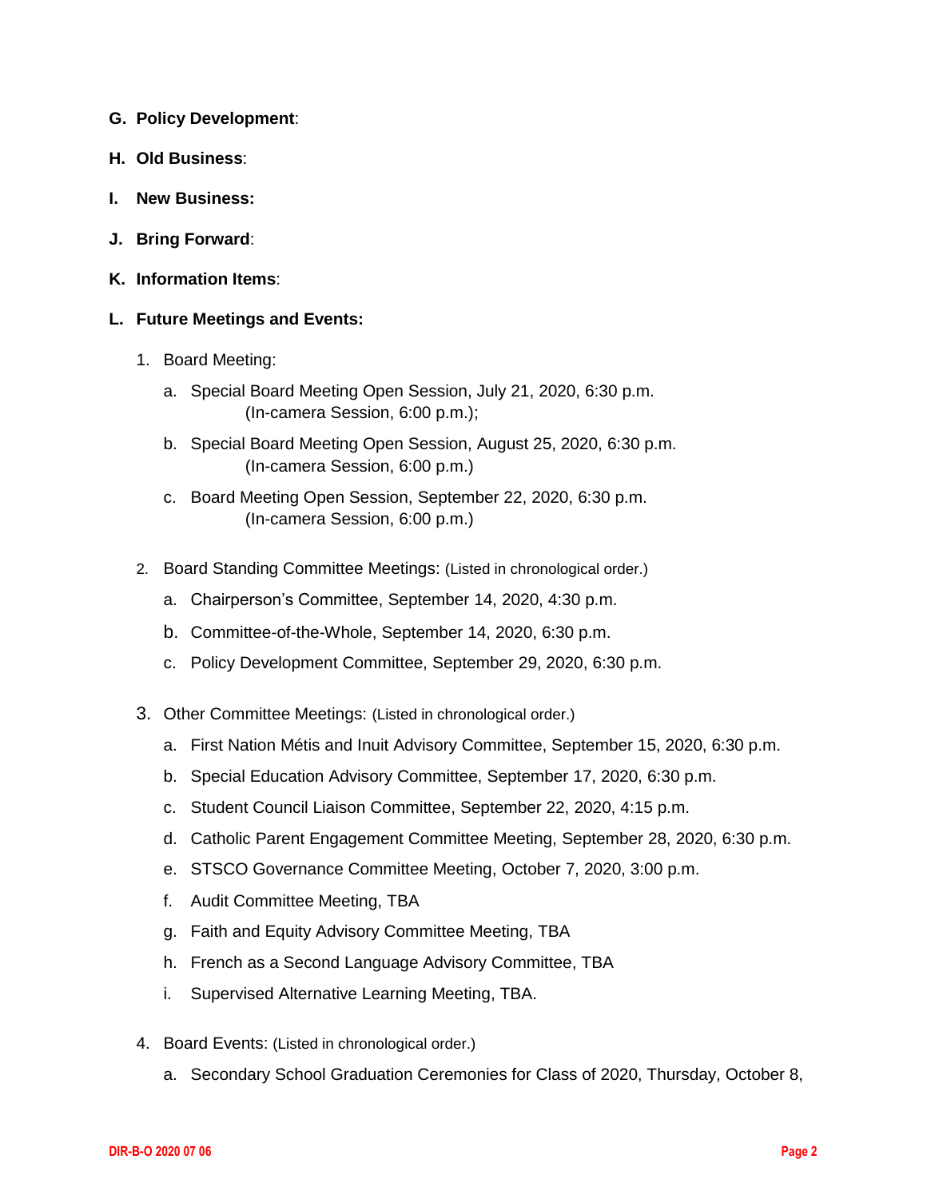**G. Policy Development**:

**H. Old Business**:

**I. New Business:**

**J. Bring Forward**:

**K. Information Items**:

**L. Future Meetings and Events:**

1. Board Meeting:

    a. Special Board Meeting Open Session, July 21, 2020, 6:30 p.m. (In-camera Session, 6:00 p.m.);

    b. Special Board Meeting Open Session, August 25, 2020, 6:30 p.m. (In-camera Session, 6:00 p.m.)

    c. Board Meeting Open Session, September 22, 2020, 6:30 p.m. (In-camera Session, 6:00 p.m.)

2. Board Standing Committee Meetings: (Listed in chronological order.)

    a. Chairperson's Committee, September 14, 2020, 4:30 p.m.

    b. Committee-of-the-Whole, September 14, 2020, 6:30 p.m.

    c. Policy Development Committee, September 29, 2020, 6:30 p.m.

3. Other Committee Meetings: (Listed in chronological order.)

    a. First Nation Métis and Inuit Advisory Committee, September 15, 2020, 6:30 p.m.

    b. Special Education Advisory Committee, September 17, 2020, 6:30 p.m.

    c. Student Council Liaison Committee, September 22, 2020, 4:15 p.m.

    d. Catholic Parent Engagement Committee Meeting, September 28, 2020, 6:30 p.m.

    e. STSCO Governance Committee Meeting, October 7, 2020, 3:00 p.m.

    f. Audit Committee Meeting, TBA

    g. Faith and Equity Advisory Committee Meeting, TBA

    h. French as a Second Language Advisory Committee, TBA

    i. Supervised Alternative Learning Meeting, TBA.

4. Board Events: (Listed in chronological order.)

    a. Secondary School Graduation Ceremonies for Class of 2020, Thursday, October 8,

DIR-B-O 2020 07 06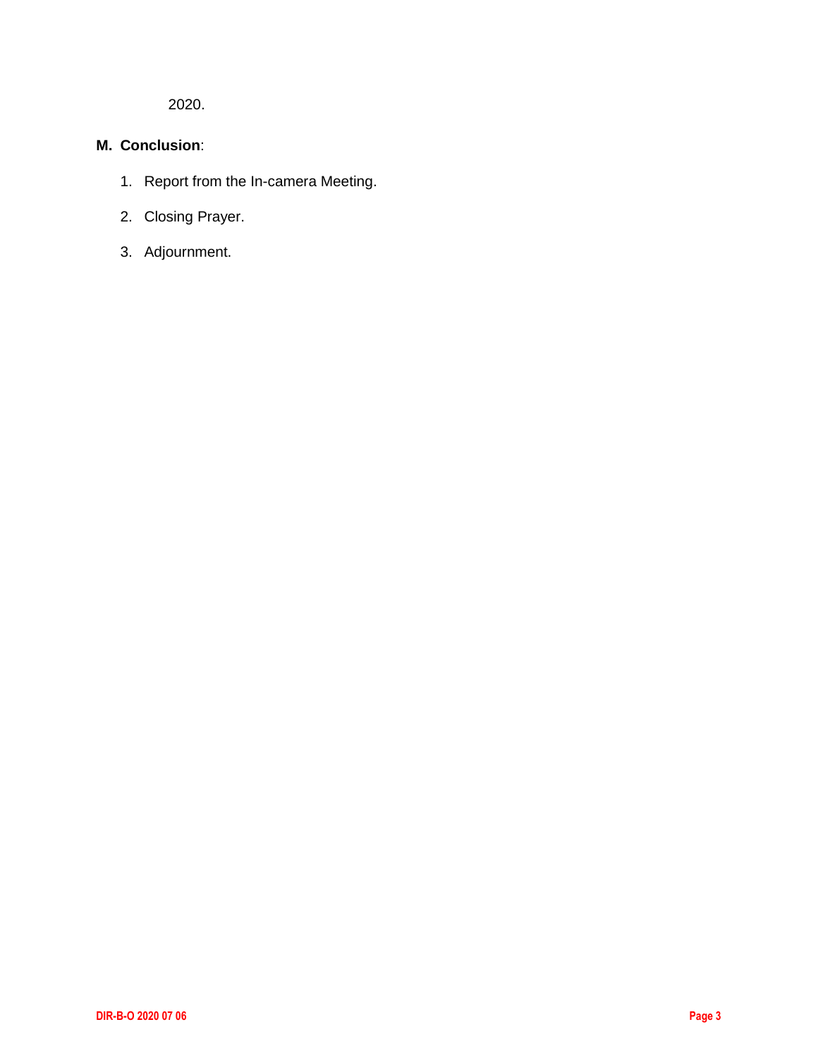2020.

**M. Conclusion**:

1. Report from the In-camera Meeting.
2. Closing Prayer.
3. Adjournment.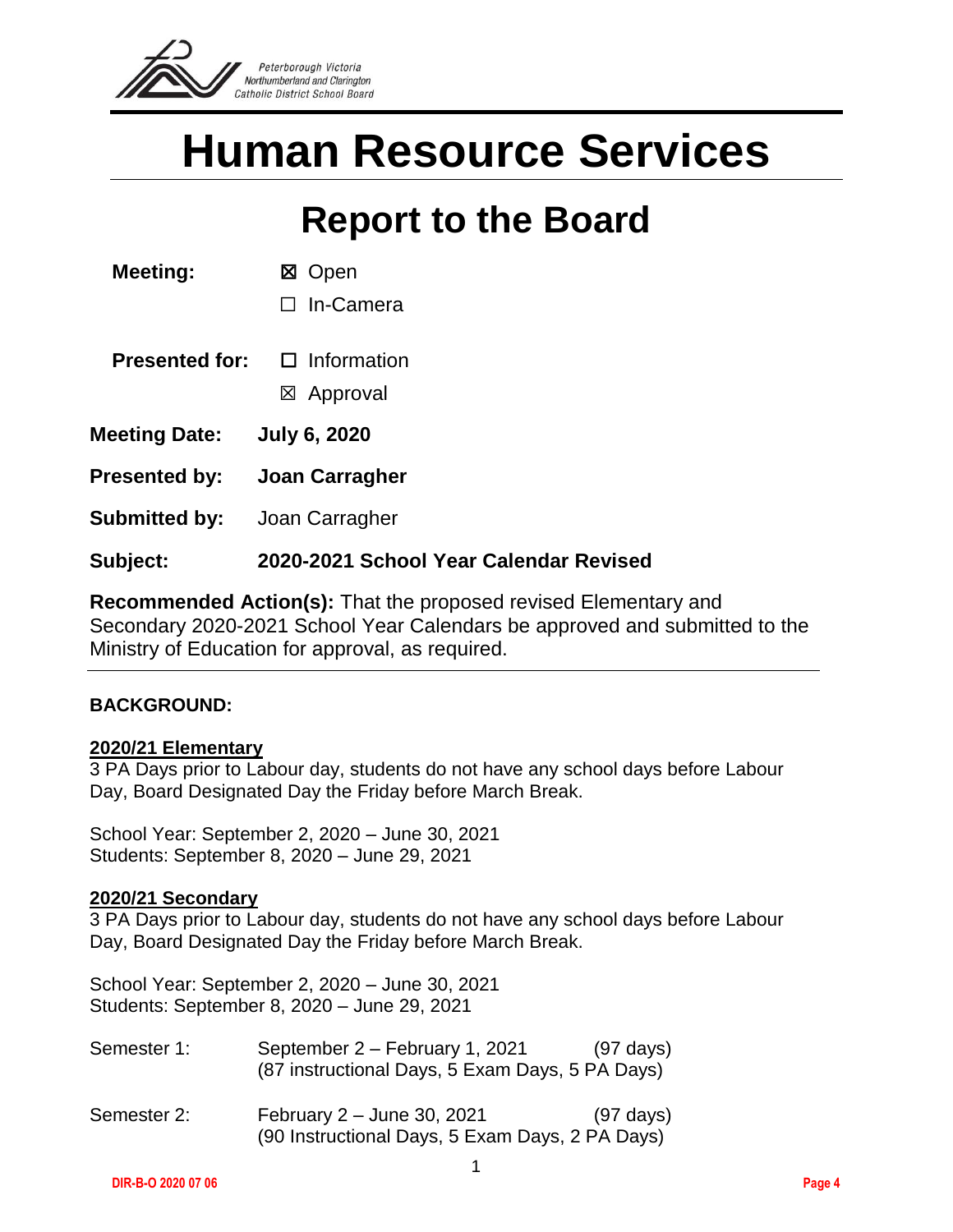Peterborough Victoria Northumberland and Clarington Catholic District School Board

# Human Resource Services

## Report to the Board

**Meeting:** ☒ Open
☐ In-Camera

**Presented for:** ☐ Information
☒ Approval

**Meeting Date:** **July 6, 2020**

**Presented by:** **Joan Carragher**

**Submitted by:** Joan Carragher

**Subject:** **2020-2021 School Year Calendar Revised**

**Recommended Action(s):** That the proposed revised Elementary and Secondary 2020-2021 School Year Calendars be approved and submitted to the Ministry of Education for approval, as required.

---

**BACKGROUND:**

**2020/21 Elementary**

3 PA Days prior to Labour day, students do not have any school days before Labour Day, Board Designated Day the Friday before March Break.

School Year: September 2, 2020 – June 30, 2021
Students: September 8, 2020 – June 29, 2021

**2020/21 Secondary**

3 PA Days prior to Labour day, students do not have any school days before Labour Day, Board Designated Day the Friday before March Break.

School Year: September 2, 2020 – June 30, 2021
Students: September 8, 2020 – June 29, 2021

Semester 1: September 2 – February 1, 2021 (97 days)
(87 instructional Days, 5 Exam Days, 5 PA Days)

Semester 2: February 2 – June 30, 2021 (97 days)
(90 Instructional Days, 5 Exam Days, 2 PA Days)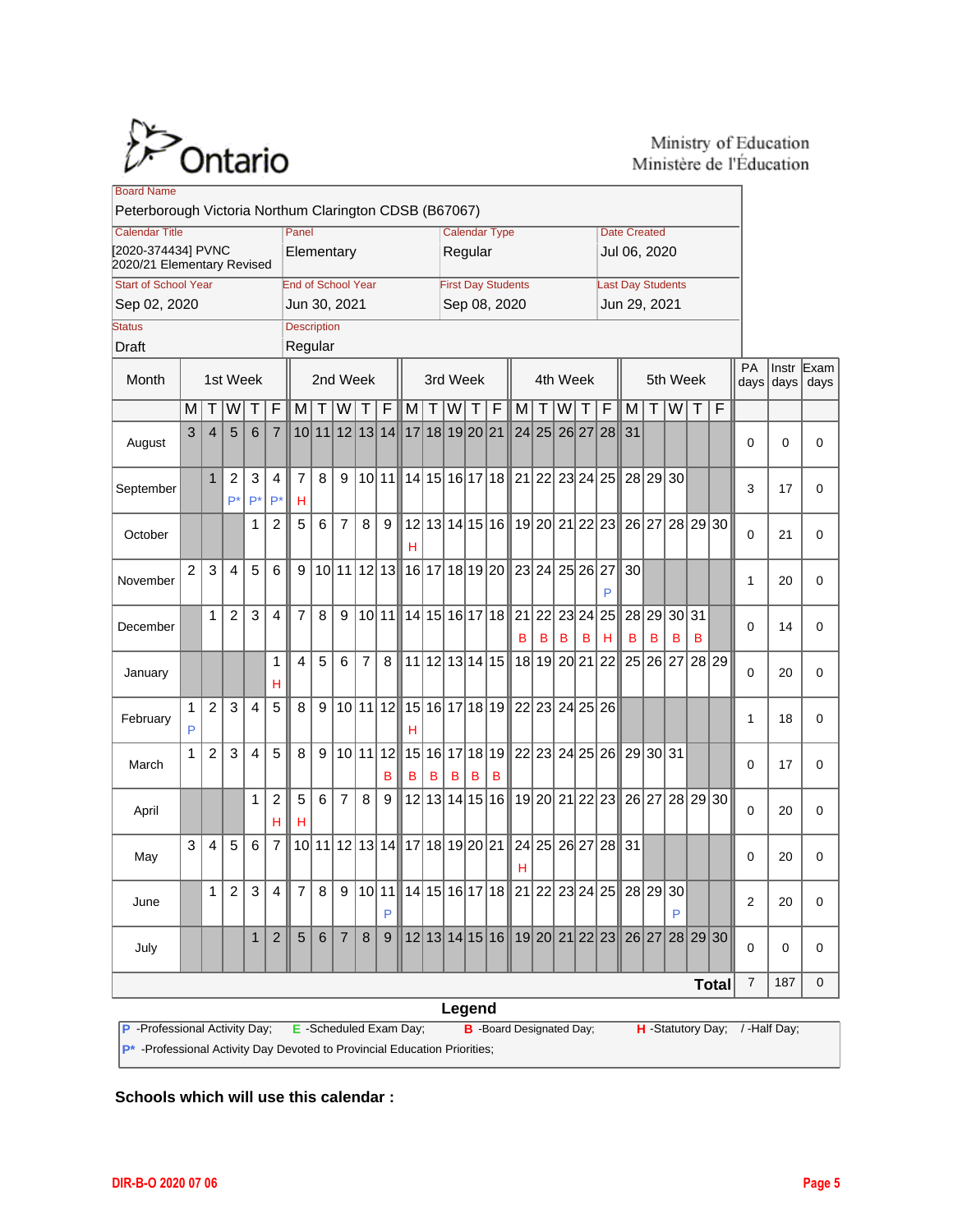Ontario

Ministry of Education
Ministère de l'Éducation

| Board Name | | | |
|---|---|---|---|
| Peterborough Victoria Northum Clarington CDSB (B67067) | | | |
| **Calendar Title** | **Panel** | **Calendar Type** | **Date Created** |
| [2020-374434] PVNC 2020/21 Elementary Revised | Elementary | Regular | Jul 06, 2020 |
| **Start of School Year** | **End of School Year** | **First Day Students** | **Last Day Students** |
| Sep 02, 2020 | Jun 30, 2021 | Sep 08, 2020 | Jun 29, 2021 |
| **Status** | **Description** | | |
| Draft | Regular | | |

| Month | 1st Week | | | | | 2nd Week | | | | | 3rd Week | | | | | 4th Week | | | | | 5th Week | | | | | PA days | Instr days | Exam days |
|---|---|---|---|---|---|---|---|---|---|---|---|---|---|---|---|---|---|---|---|---|---|---|---|---|---|---|---|---|
| | M | T | W | T | F | M | T | W | T | F | M | T | W | T | F | M | T | W | T | F | M | T | W | T | F | | | |
| August | 3 | 4 | 5 | 6 | 7 | 10 | 11 | 12 | 13 | 14 | 17 | 18 | 19 | 20 | 21 | 24 | 25 | 26 | 27 | 28 | 31 | | | | | 0 | 0 | 0 |
| September | | 1 | 2 P* | 3 P* | 4 P* | 7 H | 8 | 9 | 10 | 11 | 14 | 15 | 16 | 17 | 18 | 21 | 22 | 23 | 24 | 25 | 28 | 29 | 30 | | | 3 | 17 | 0 |
| October | | | | 1 | 2 | 5 | 6 | 7 | 8 | 9 | 12 H | 13 | 14 | 15 | 16 | 19 | 20 | 21 | 22 | 23 | 26 | 27 | 28 | 29 | 30 | 0 | 21 | 0 |
| November | 2 | 3 | 4 | 5 | 6 | 9 | 10 | 11 | 12 | 13 | 16 | 17 | 18 | 19 | 20 | 23 | 24 | 25 | 26 | 27 P | 30 | | | | | 1 | 20 | 0 |
| December | | 1 | 2 | 3 | 4 | 7 | 8 | 9 | 10 | 11 | 14 | 15 | 16 | 17 | 18 | 21 B | 22 B | 23 B | 24 B | 25 H | 28 B | 29 B | 30 B | 31 B | | 0 | 14 | 0 |
| January | | | | | 1 H | 4 | 5 | 6 | 7 | 8 | 11 | 12 | 13 | 14 | 15 | 18 | 19 | 20 | 21 | 22 | 25 | 26 | 27 | 28 | 29 | 0 | 20 | 0 |
| February | 1 P | 2 | 3 | 4 | 5 | 8 | 9 | 10 | 11 | 12 | 15 H | 16 | 17 | 18 | 19 | 22 | 23 | 24 | 25 | 26 | | | | | | 1 | 18 | 0 |
| March | 1 | 2 | 3 | 4 | 5 | 8 | 9 | 10 | 11 | 12 B | 15 B | 16 B | 17 B | 18 B | 19 B | 22 | 23 | 24 | 25 | 26 | 29 | 30 | 31 | | | 0 | 17 | 0 |
| April | | | | 1 | 2 H | 5 H | 6 | 7 | 8 | 9 | 12 | 13 | 14 | 15 | 16 | 19 | 20 | 21 | 22 | 23 | 26 | 27 | 28 | 29 | 30 | 0 | 20 | 0 |
| May | 3 | 4 | 5 | 6 | 7 | 10 | 11 | 12 | 13 | 14 | 17 | 18 | 19 | 20 | 21 | 24 H | 25 | 26 | 27 | 28 | 31 | | | | | 0 | 20 | 0 |
| June | | 1 | 2 | 3 | 4 | 7 | 8 | 9 | 10 | 11 P | 14 | 15 | 16 | 17 | 18 | 21 | 22 | 23 | 24 | 25 | 28 | 29 | 30 P | | | 2 | 20 | 0 |
| July | | | | 1 | 2 | 5 | 6 | 7 | 8 | 9 | 12 | 13 | 14 | 15 | 16 | 19 | 20 | 21 | 22 | 23 | 26 | 27 | 28 | 29 | 30 | 0 | 0 | 0 |
| **Total** | | | | | | | | | | | | | | | | | | | | | | | | | | 7 | 187 | 0 |

**Legend**

**P** -Professional Activity Day; **E** -Scheduled Exam Day; **B** -Board Designated Day; **H** -Statutory Day; / -Half Day;
**P*** -Professional Activity Day Devoted to Provincial Education Priorities;

**Schools which will use this calendar :**

DIR-B-O 2020 07 06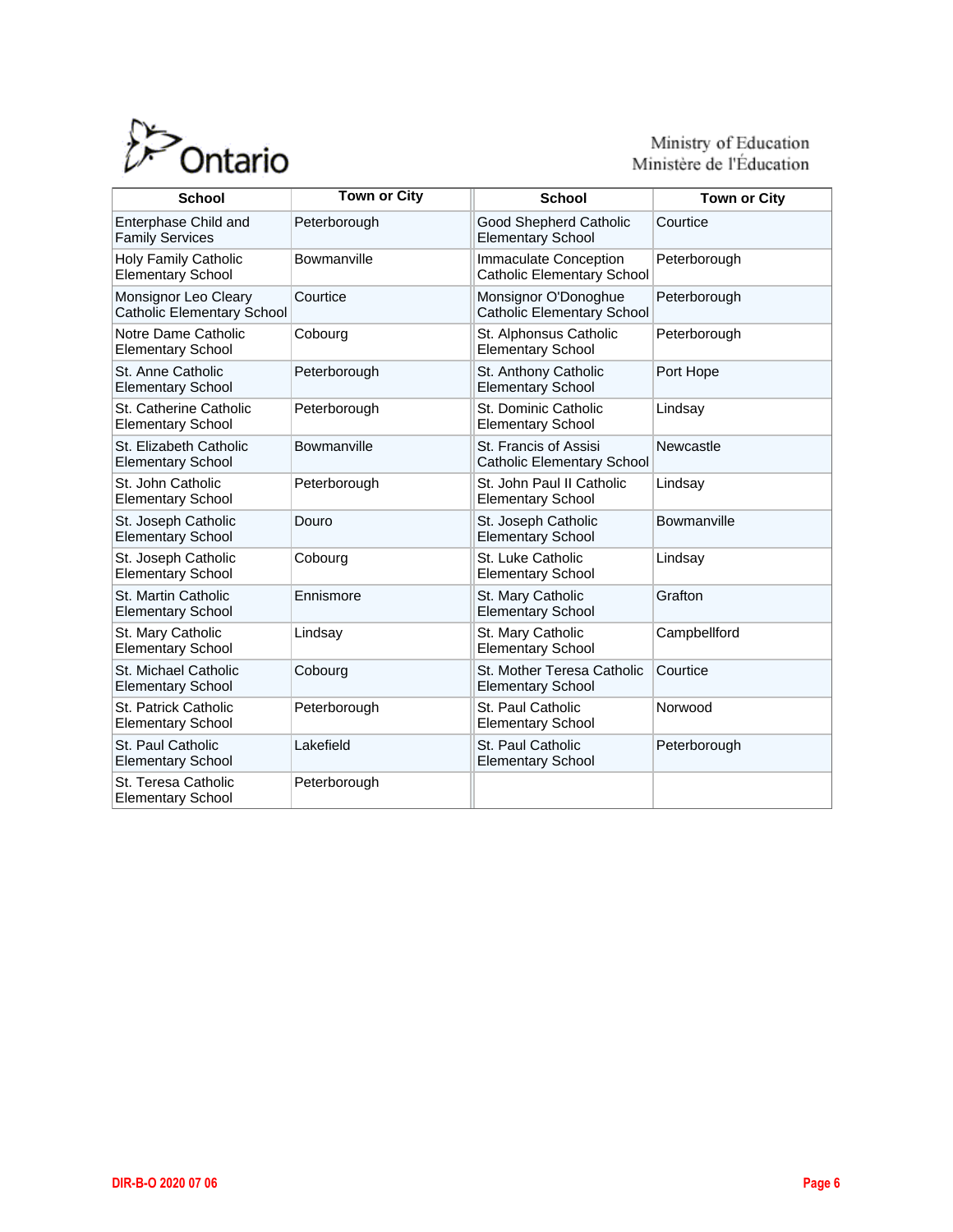| School | Town or City | School | Town or City |
| --- | --- | --- | --- |
| Enterphase Child and Family Services | Peterborough | Good Shepherd Catholic Elementary School | Courtice |
| Holy Family Catholic Elementary School | Bowmanville | Immaculate Conception Catholic Elementary School | Peterborough |
| Monsignor Leo Cleary Catholic Elementary School | Courtice | Monsignor O'Donoghue Catholic Elementary School | Peterborough |
| Notre Dame Catholic Elementary School | Cobourg | St. Alphonsus Catholic Elementary School | Peterborough |
| St. Anne Catholic Elementary School | Peterborough | St. Anthony Catholic Elementary School | Port Hope |
| St. Catherine Catholic Elementary School | Peterborough | St. Dominic Catholic Elementary School | Lindsay |
| St. Elizabeth Catholic Elementary School | Bowmanville | St. Francis of Assisi Catholic Elementary School | Newcastle |
| St. John Catholic Elementary School | Peterborough | St. John Paul II Catholic Elementary School | Lindsay |
| St. Joseph Catholic Elementary School | Douro | St. Joseph Catholic Elementary School | Bowmanville |
| St. Joseph Catholic Elementary School | Cobourg | St. Luke Catholic Elementary School | Lindsay |
| St. Martin Catholic Elementary School | Ennismore | St. Mary Catholic Elementary School | Grafton |
| St. Mary Catholic Elementary School | Lindsay | St. Mary Catholic Elementary School | Campbellford |
| St. Michael Catholic Elementary School | Cobourg | St. Mother Teresa Catholic Elementary School | Courtice |
| St. Patrick Catholic Elementary School | Peterborough | St. Paul Catholic Elementary School | Norwood |
| St. Paul Catholic Elementary School | Lakefield | St. Paul Catholic Elementary School | Peterborough |
| St. Teresa Catholic Elementary School | Peterborough | | |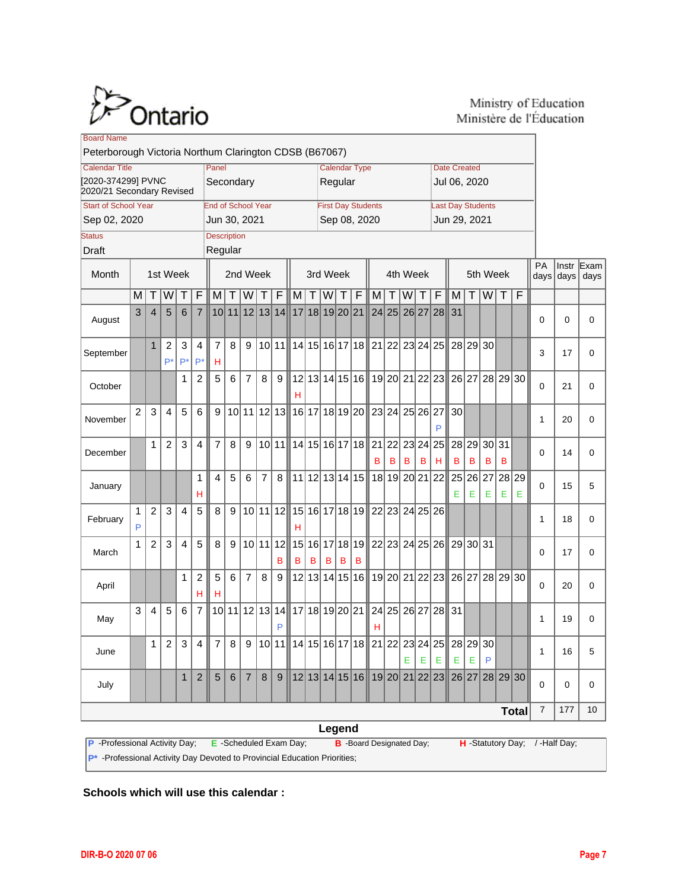Ontario

Ministry of Education
Ministère de l'Éducation

| Board Name | | | |
|---|---|---|---|
| Peterborough Victoria Northum Clarington CDSB (B67067) | | | |
| **Calendar Title** | **Panel** | **Calendar Type** | **Date Created** |
| [2020-374299] PVNC 2020/21 Secondary Revised | Secondary | Regular | Jul 06, 2020 |
| **Start of School Year** | **End of School Year** | **First Day Students** | **Last Day Students** |
| Sep 02, 2020 | Jun 30, 2021 | Sep 08, 2020 | Jun 29, 2021 |
| **Status** | **Description** | | |
| Draft | Regular | | |

| Month | 1st Week | | | | | 2nd Week | | | | | 3rd Week | | | | | 4th Week | | | | | 5th Week | | | | | PA days | Instr days | Exam days |
|---|---|---|---|---|---|---|---|---|---|---|---|---|---|---|---|---|---|---|---|---|---|---|---|---|---|---|---|---|
| | M | T | W | T | F | M | T | W | T | F | M | T | W | T | F | M | T | W | T | F | M | T | W | T | F | | | |
| August | 3 | 4 | 5 | 6 | 7 | 10 | 11 | 12 | 13 | 14 | 17 | 18 | 19 | 20 | 21 | 24 | 25 | 26 | 27 | 28 | 31 | | | | | 0 | 0 | 0 |
| September | | 1 | 2 P* | 3 P* | 4 P* | 7 H | 8 | 9 | 10 | 11 | 14 | 15 | 16 | 17 | 18 | 21 | 22 | 23 | 24 | 25 | 28 | 29 | 30 | | | 3 | 17 | 0 |
| October | | | | 1 | 2 | 5 | 6 | 7 | 8 | 9 | 12 H | 13 | 14 | 15 | 16 | 19 | 20 | 21 | 22 | 23 | 26 | 27 | 28 | 29 | 30 | 0 | 21 | 0 |
| November | 2 | 3 | 4 | 5 | 6 | 9 | 10 | 11 | 12 | 13 | 16 | 17 | 18 | 19 | 20 | 23 | 24 | 25 | 26 | 27 P | 30 | | | | | 1 | 20 | 0 |
| December | | 1 | 2 | 3 | 4 | 7 | 8 | 9 | 10 | 11 | 14 | 15 | 16 | 17 | 18 | 21 B | 22 B | 23 B | 24 B | 25 H | 28 B | 29 B | 30 B | 31 B | | 0 | 14 | 0 |
| January | | | | | 1 H | 4 | 5 | 6 | 7 | 8 | 11 | 12 | 13 | 14 | 15 | 18 | 19 | 20 | 21 | 22 | 25 E | 26 E | 27 E | 28 E | 29 E | 0 | 15 | 5 |
| February | 1 P | 2 | 3 | 4 | 5 | 8 | 9 | 10 | 11 | 12 | 15 H | 16 | 17 | 18 | 19 | 22 | 23 | 24 | 25 | 26 | | | | | | 1 | 18 | 0 |
| March | 1 | 2 | 3 | 4 | 5 | 8 | 9 | 10 | 11 | 12 B | 15 B | 16 B | 17 B | 18 B | 19 B | 22 | 23 | 24 | 25 | 26 | 29 | 30 | 31 | | | 0 | 17 | 0 |
| April | | | | 1 | 2 H | 5 H | 6 | 7 | 8 | 9 | 12 | 13 | 14 | 15 | 16 | 19 | 20 | 21 | 22 | 23 | 26 | 27 | 28 | 29 | 30 | 0 | 20 | 0 |
| May | 3 | 4 | 5 | 6 | 7 | 10 | 11 | 12 | 13 | 14 P | 17 | 18 | 19 | 20 | 21 | 24 H | 25 | 26 | 27 | 28 | 31 | | | | | 1 | 19 | 0 |
| June | | 1 | 2 | 3 | 4 | 7 | 8 | 9 | 10 | 11 | 14 | 15 | 16 | 17 | 18 | 21 | 22 | 23 E | 24 E | 25 E | 28 E | 29 E | 30 P | | | 1 | 16 | 5 |
| July | | | | 1 | 2 | 5 | 6 | 7 | 8 | 9 | 12 | 13 | 14 | 15 | 16 | 19 | 20 | 21 | 22 | 23 | 26 | 27 | 28 | 29 | 30 | 0 | 0 | 0 |
| **Total** | | | | | | | | | | | | | | | | | | | | | | | | | | 7 | 177 | 10 |

**Legend**

P -Professional Activity Day; E -Scheduled Exam Day; B -Board Designated Day; H -Statutory Day; / -Half Day;
P* -Professional Activity Day Devoted to Provincial Education Priorities;

**Schools which will use this calendar :**

DIR-B-O 2020 07 06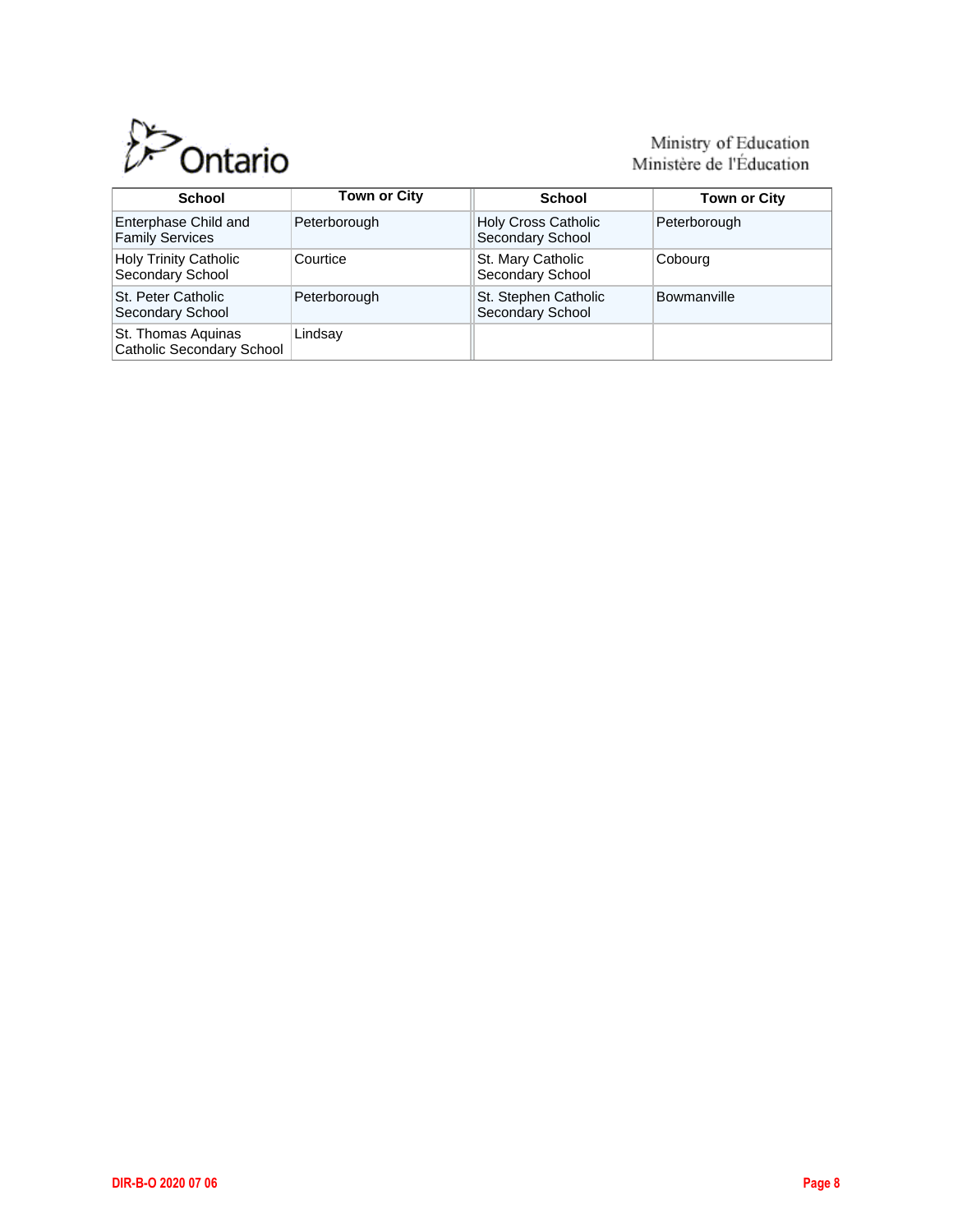| School | Town or City | School | Town or City |
|---|---|---|---|
| Enterphase Child and Family Services | Peterborough | Holy Cross Catholic Secondary School | Peterborough |
| Holy Trinity Catholic Secondary School | Courtice | St. Mary Catholic Secondary School | Cobourg |
| St. Peter Catholic Secondary School | Peterborough | St. Stephen Catholic Secondary School | Bowmanville |
| St. Thomas Aquinas Catholic Secondary School | Lindsay | | |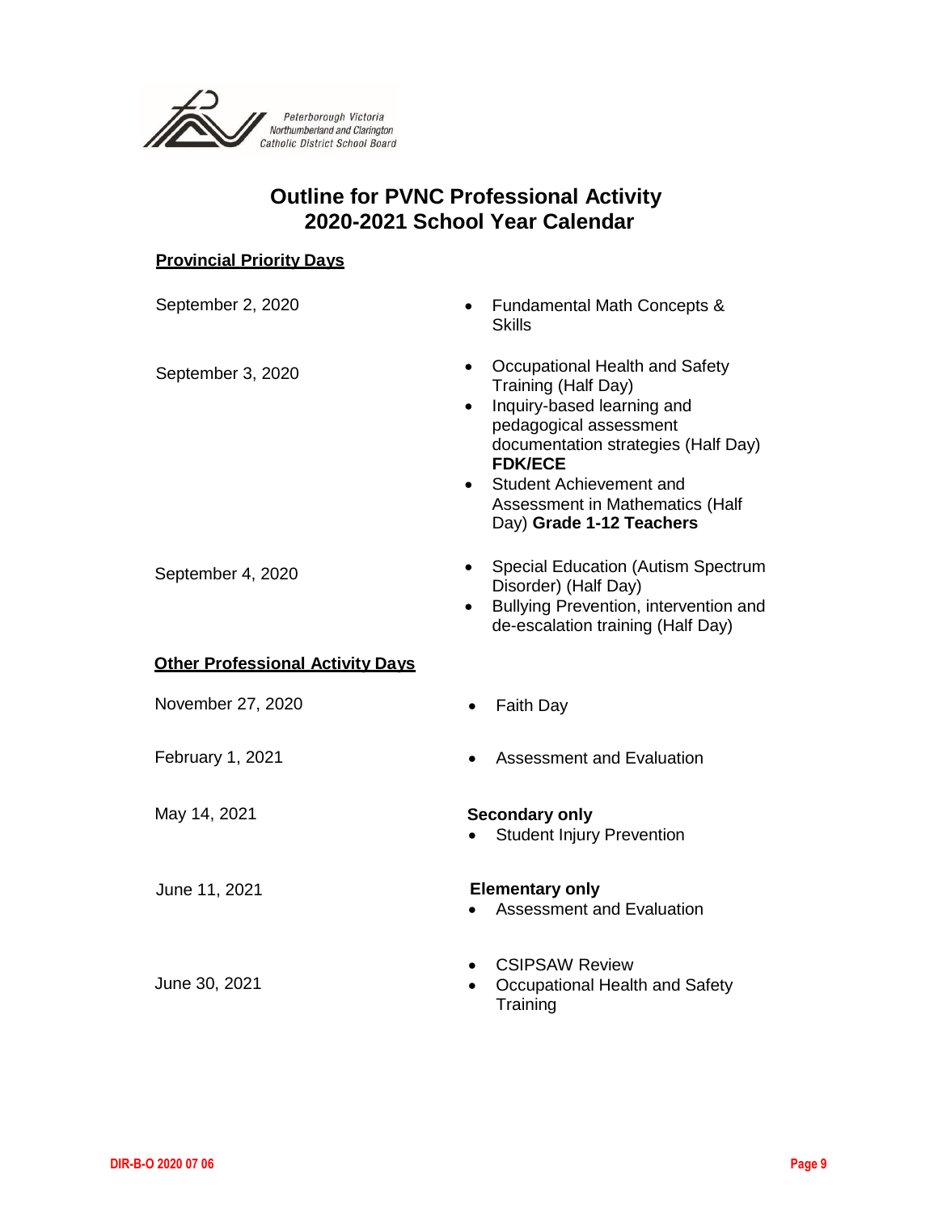Peterborough Victoria Northumberland and Clarington Catholic District School Board

# Outline for PVNC Professional Activity 2020-2021 School Year Calendar

## Provincial Priority Days

| | |
|---|---|
| September 2, 2020 | • Fundamental Math Concepts & Skills |
| September 3, 2020 | • Occupational Health and Safety Training (Half Day)<br>• Inquiry-based learning and pedagogical assessment documentation strategies (Half Day) **FDK/ECE**<br>• Student Achievement and Assessment in Mathematics (Half Day) **Grade 1-12 Teachers** |
| September 4, 2020 | • Special Education (Autism Spectrum Disorder) (Half Day)<br>• Bullying Prevention, intervention and de-escalation training (Half Day) |

## Other Professional Activity Days

| | |
|---|---|
| November 27, 2020 | • Faith Day |
| February 1, 2021 | • Assessment and Evaluation |
| May 14, 2021 | **Secondary only**<br>• Student Injury Prevention |
| June 11, 2021 | **Elementary only**<br>• Assessment and Evaluation |
| June 30, 2021 | • CSIPSAW Review<br>• Occupational Health and Safety Training |

DIR-B-O 2020 07 06